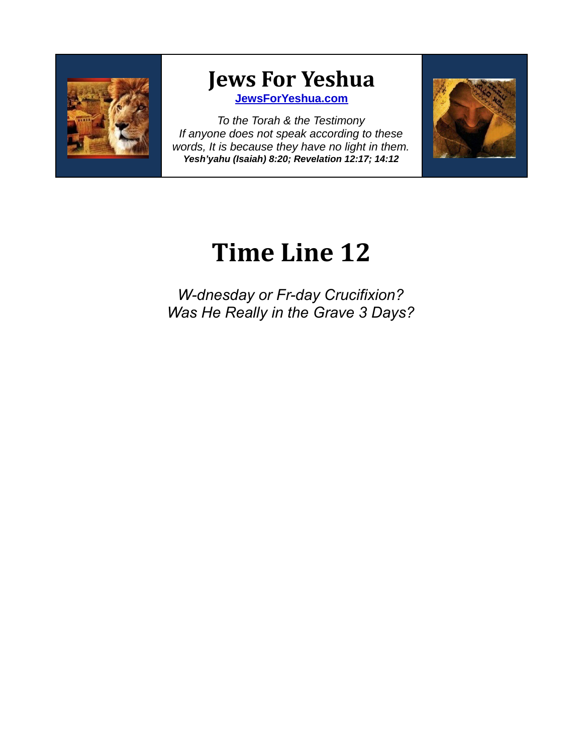# Jews For Yeshua

[JewsForYeshua.com](http://JewsForYeshua.com)

*To the Torah & the Testimony*
*If anyone does not speak according to these words, It is because they have no light in them.*
***Yesh'yahu (Isaiah) 8:20; Revelation 12:17; 14:12***

# Time Line 12

*W-dnesday or Fr-day Crucifixion?*
*Was He Really in the Grave 3 Days?*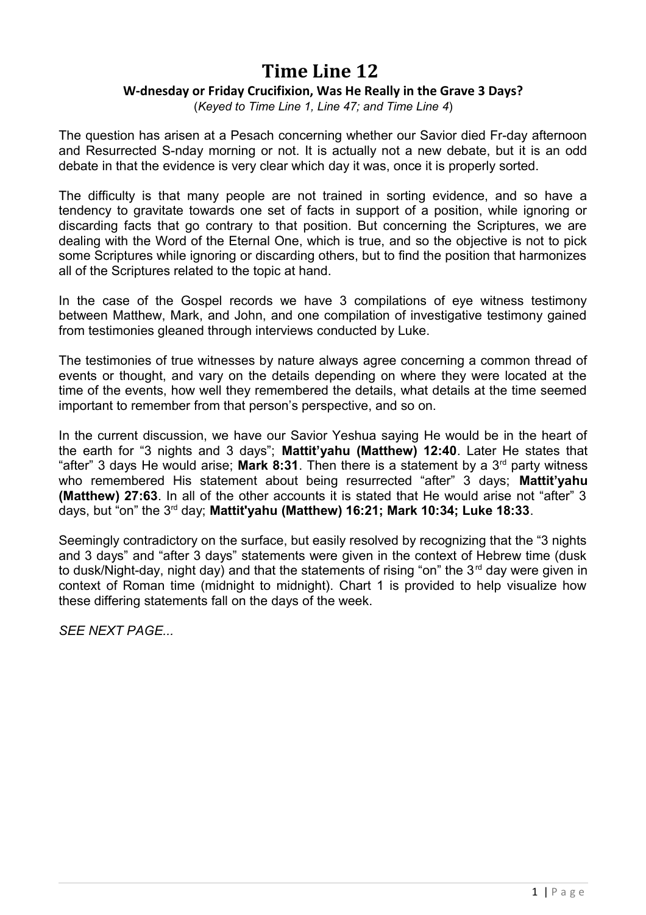# Time Line 12

### W-dnesday or Friday Crucifixion, Was He Really in the Grave 3 Days?

(*Keyed to Time Line 1, Line 47; and Time Line 4*)

The question has arisen at a Pesach concerning whether our Savior died Fr-day afternoon and Resurrected S-nday morning or not. It is actually not a new debate, but it is an odd debate in that the evidence is very clear which day it was, once it is properly sorted.

The difficulty is that many people are not trained in sorting evidence, and so have a tendency to gravitate towards one set of facts in support of a position, while ignoring or discarding facts that go contrary to that position. But concerning the Scriptures, we are dealing with the Word of the Eternal One, which is true, and so the objective is not to pick some Scriptures while ignoring or discarding others, but to find the position that harmonizes all of the Scriptures related to the topic at hand.

In the case of the Gospel records we have 3 compilations of eye witness testimony between Matthew, Mark, and John, and one compilation of investigative testimony gained from testimonies gleaned through interviews conducted by Luke.

The testimonies of true witnesses by nature always agree concerning a common thread of events or thought, and vary on the details depending on where they were located at the time of the events, how well they remembered the details, what details at the time seemed important to remember from that person's perspective, and so on.

In the current discussion, we have our Savior Yeshua saying He would be in the heart of the earth for "3 nights and 3 days"; **Mattit'yahu (Matthew) 12:40**. Later He states that "after" 3 days He would arise; **Mark 8:31**. Then there is a statement by a 3rd party witness who remembered His statement about being resurrected "after" 3 days; **Mattit'yahu (Matthew) 27:63**. In all of the other accounts it is stated that He would arise not "after" 3 days, but "on" the 3rd day; **Mattit'yahu (Matthew) 16:21; Mark 10:34; Luke 18:33**.

Seemingly contradictory on the surface, but easily resolved by recognizing that the "3 nights and 3 days" and "after 3 days" statements were given in the context of Hebrew time (dusk to dusk/Night-day, night day) and that the statements of rising "on" the 3rd day were given in context of Roman time (midnight to midnight). Chart 1 is provided to help visualize how these differing statements fall on the days of the week.

*SEE NEXT PAGE...*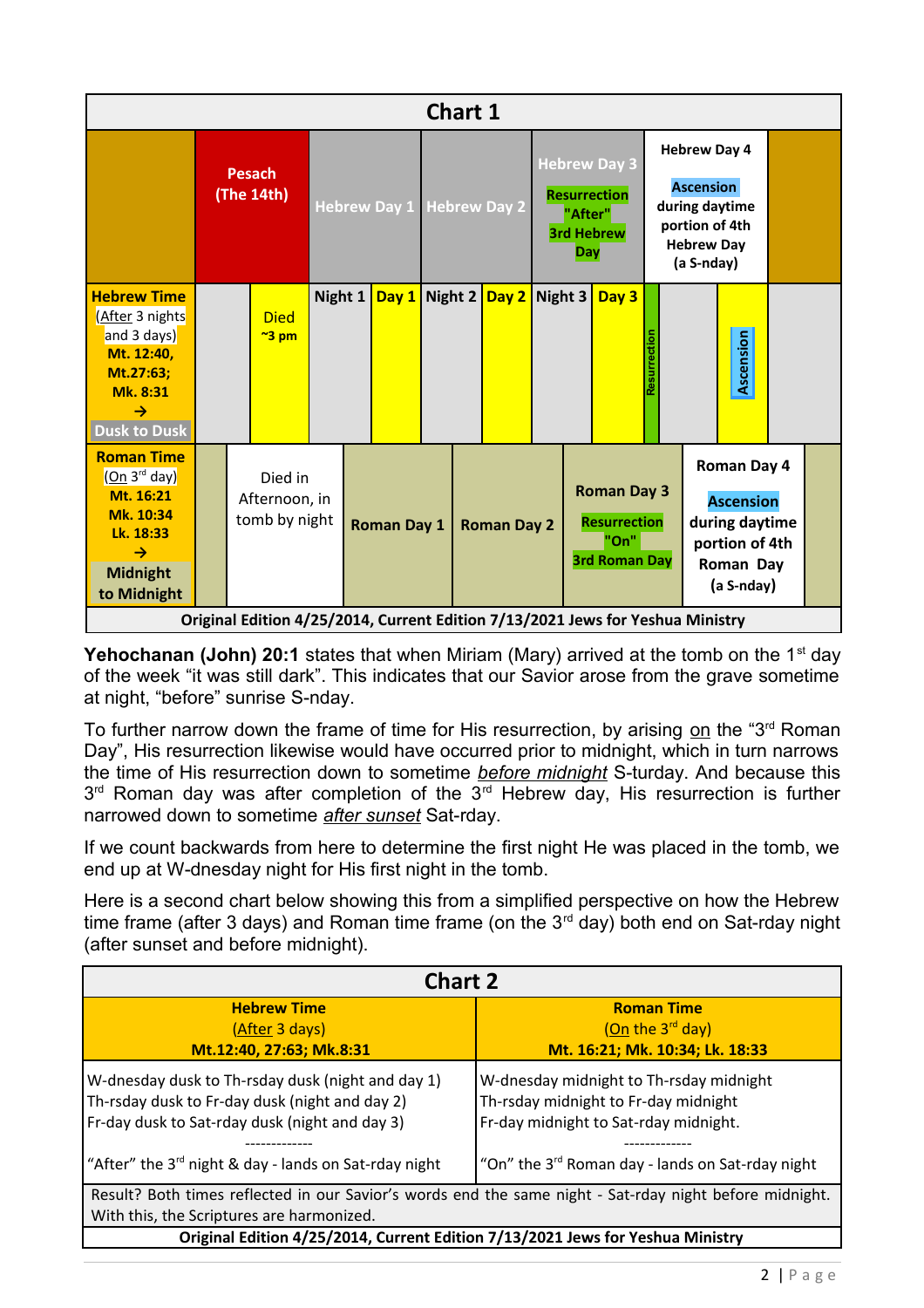**Chart 1**

| | Pesach (The 14th) | | Hebrew Day 1 | | Hebrew Day 2 | | Hebrew Day 3<br>Resurrection "After" 3rd Hebrew Day | | | Hebrew Day 4<br>Ascension during daytime portion of 4th Hebrew Day (a S-nday) | |
|---|---|---|---|---|---|---|---|---|---|---|---|
| **Hebrew Time** (After 3 nights and 3 days) Mt. 12:40, Mt.27:63; Mk. 8:31 → Dusk to Dusk | | Died ~3 pm | Night 1 | Day 1 | Night 2 | Day 2 | Night 3 | Day 3 | Resurrection | | Ascension |
| **Roman Time** (On 3rd day) Mt. 16:21 Mk. 10:34 Lk. 18:33 → Midnight to Midnight | | Died in Afternoon, in tomb by night | Roman Day 1 | | Roman Day 2 | | Roman Day 3<br>Resurrection "On" 3rd Roman Day | | | Roman Day 4<br>Ascension during daytime portion of 4th Roman Day (a S-nday) | |

**Original Edition 4/25/2014, Current Edition 7/13/2021 Jews for Yeshua Ministry**

**Yehochanan (John) 20:1** states that when Miriam (Mary) arrived at the tomb on the 1st day of the week "it was still dark". This indicates that our Savior arose from the grave sometime at night, "before" sunrise S-nday.

To further narrow down the frame of time for His resurrection, by arising on the "3rd Roman Day", His resurrection likewise would have occurred prior to midnight, which in turn narrows the time of His resurrection down to sometime *before midnight* S-turday. And because this 3rd Roman day was after completion of the 3rd Hebrew day, His resurrection is further narrowed down to sometime *after sunset* Sat-rday.

If we count backwards from here to determine the first night He was placed in the tomb, we end up at W-dnesday night for His first night in the tomb.

Here is a second chart below showing this from a simplified perspective on how the Hebrew time frame (after 3 days) and Roman time frame (on the 3rd day) both end on Sat-rday night (after sunset and before midnight).

**Chart 2**

| **Hebrew Time**<br>(After 3 days)<br>**Mt.12:40, 27:63; Mk.8:31** | **Roman Time**<br>(On the 3rd day)<br>**Mt. 16:21; Mk. 10:34; Lk. 18:33** |
|---|---|
| W-dnesday dusk to Th-rsday dusk (night and day 1)<br>Th-rsday dusk to Fr-day dusk (night and day 2)<br>Fr-day dusk to Sat-rday dusk (night and day 3)<br>-------------<br>"After" the 3rd night & day - lands on Sat-rday night | W-dnesday midnight to Th-rsday midnight<br>Th-rsday midnight to Fr-day midnight<br>Fr-day midnight to Sat-rday midnight.<br>-------------<br>"On" the 3rd Roman day - lands on Sat-rday night |
| Result? Both times reflected in our Savior's words end the same night - Sat-rday night before midnight. With this, the Scriptures are harmonized. | |

**Original Edition 4/25/2014, Current Edition 7/13/2021 Jews for Yeshua Ministry**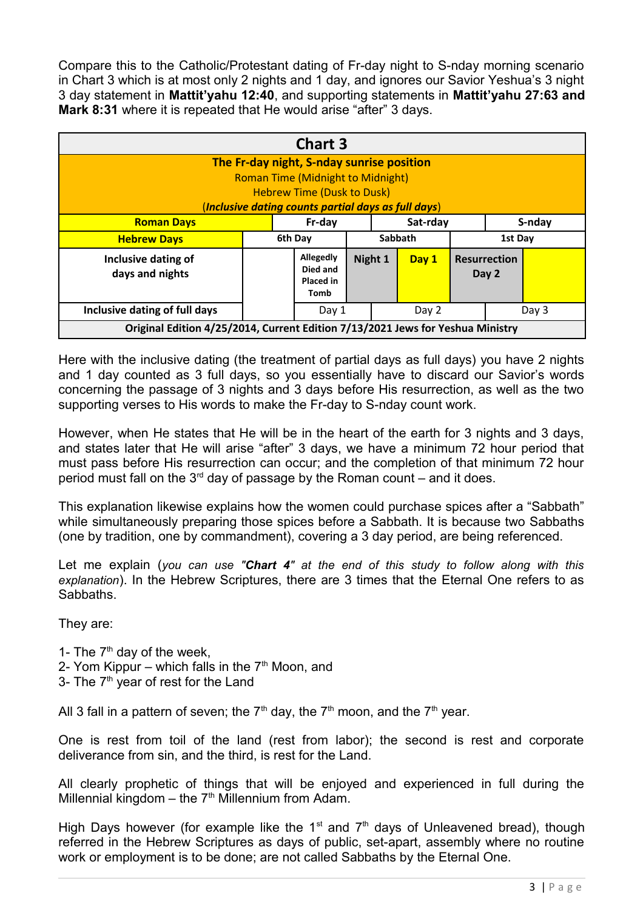Compare this to the Catholic/Protestant dating of Fr-day night to S-nday morning scenario in Chart 3 which is at most only 2 nights and 1 day, and ignores our Savior Yeshua's 3 night 3 day statement in **Mattit'yahu 12:40**, and supporting statements in **Mattit'yahu 27:63 and Mark 8:31** where it is repeated that He would arise "after" 3 days.

| **Chart 3** | | | | | | |
|---|---|---|---|---|---|---|
| **The Fr-day night, S-nday sunrise position**<br>Roman Time (Midnight to Midnight)<br>Hebrew Time (Dusk to Dusk)<br>(***Inclusive dating counts partial days as full days***) | | | | | | |
| **Roman Days** | **Fr-day** | | **Sat-rday** | | **S-nday** | |
| **Hebrew Days** | **6th Day** | | **Sabbath** | | **1st Day** | |
| **Inclusive dating of days and nights** | | **Allegedly Died and Placed in Tomb** | **Night 1** | **Day 1** | **Resurrection Day 2** | |
| **Inclusive dating of full days** | | Day 1 | Day 2 | | Day 3 | |
| **Original Edition 4/25/2014, Current Edition 7/13/2021 Jews for Yeshua Ministry** | | | | | | |

Here with the inclusive dating (the treatment of partial days as full days) you have 2 nights and 1 day counted as 3 full days, so you essentially have to discard our Savior's words concerning the passage of 3 nights and 3 days before His resurrection, as well as the two supporting verses to His words to make the Fr-day to S-nday count work.

However, when He states that He will be in the heart of the earth for 3 nights and 3 days, and states later that He will arise "after" 3 days, we have a minimum 72 hour period that must pass before His resurrection can occur; and the completion of that minimum 72 hour period must fall on the 3rd day of passage by the Roman count – and it does.

This explanation likewise explains how the women could purchase spices after a "Sabbath" while simultaneously preparing those spices before a Sabbath. It is because two Sabbaths (one by tradition, one by commandment), covering a 3 day period, are being referenced.

Let me explain (*you can use **"Chart 4"** at the end of this study to follow along with this explanation*). In the Hebrew Scriptures, there are 3 times that the Eternal One refers to as Sabbaths.

They are:

1- The 7th day of the week,
2- Yom Kippur – which falls in the 7th Moon, and
3- The 7th year of rest for the Land

All 3 fall in a pattern of seven; the 7th day, the 7th moon, and the 7th year.

One is rest from toil of the land (rest from labor); the second is rest and corporate deliverance from sin, and the third, is rest for the Land.

All clearly prophetic of things that will be enjoyed and experienced in full during the Millennial kingdom – the 7th Millennium from Adam.

High Days however (for example like the 1st and 7th days of Unleavened bread), though referred in the Hebrew Scriptures as days of public, set-apart, assembly where no routine work or employment is to be done; are not called Sabbaths by the Eternal One.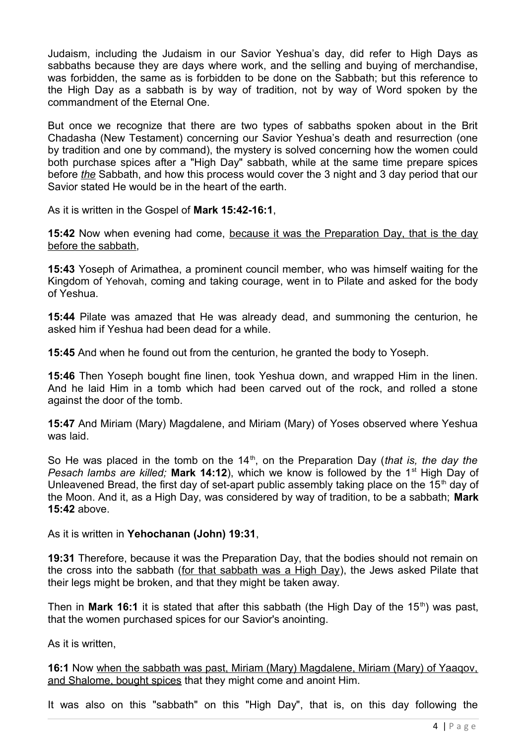Judaism, including the Judaism in our Savior Yeshua's day, did refer to High Days as sabbaths because they are days where work, and the selling and buying of merchandise, was forbidden, the same as is forbidden to be done on the Sabbath; but this reference to the High Day as a sabbath is by way of tradition, not by way of Word spoken by the commandment of the Eternal One.

But once we recognize that there are two types of sabbaths spoken about in the Brit Chadasha (New Testament) concerning our Savior Yeshua's death and resurrection (one by tradition and one by command), the mystery is solved concerning how the women could both purchase spices after a "High Day" sabbath, while at the same time prepare spices before ***the*** Sabbath, and how this process would cover the 3 night and 3 day period that our Savior stated He would be in the heart of the earth.

As it is written in the Gospel of **Mark 15:42-16:1**,

**15:42** Now when evening had come, <u>because it was the Preparation Day, that is the day before the sabbath</u>,

**15:43** Yoseph of Arimathea, a prominent council member, who was himself waiting for the Kingdom of Yehovah, coming and taking courage, went in to Pilate and asked for the body of Yeshua.

**15:44** Pilate was amazed that He was already dead, and summoning the centurion, he asked him if Yeshua had been dead for a while.

**15:45** And when he found out from the centurion, he granted the body to Yoseph.

**15:46** Then Yoseph bought fine linen, took Yeshua down, and wrapped Him in the linen. And he laid Him in a tomb which had been carved out of the rock, and rolled a stone against the door of the tomb.

**15:47** And Miriam (Mary) Magdalene, and Miriam (Mary) of Yoses observed where Yeshua was laid.

So He was placed in the tomb on the 14th, on the Preparation Day (*that is, the day the Pesach lambs are killed;* **Mark 14:12**), which we know is followed by the 1st High Day of Unleavened Bread, the first day of set-apart public assembly taking place on the 15th day of the Moon. And it, as a High Day, was considered by way of tradition, to be a sabbath; **Mark 15:42** above.

As it is written in **Yehochanan (John) 19:31**,

**19:31** Therefore, because it was the Preparation Day, that the bodies should not remain on the cross into the sabbath (<u>for that sabbath was a High Day</u>), the Jews asked Pilate that their legs might be broken, and that they might be taken away.

Then in **Mark 16:1** it is stated that after this sabbath (the High Day of the 15th) was past, that the women purchased spices for our Savior's anointing.

As it is written,

**16:1** Now <u>when the sabbath was past, Miriam (Mary) Magdalene, Miriam (Mary) of Yaaqov, and Shalome, bought spices</u> that they might come and anoint Him.

It was also on this "sabbath" on this "High Day", that is, on this day following the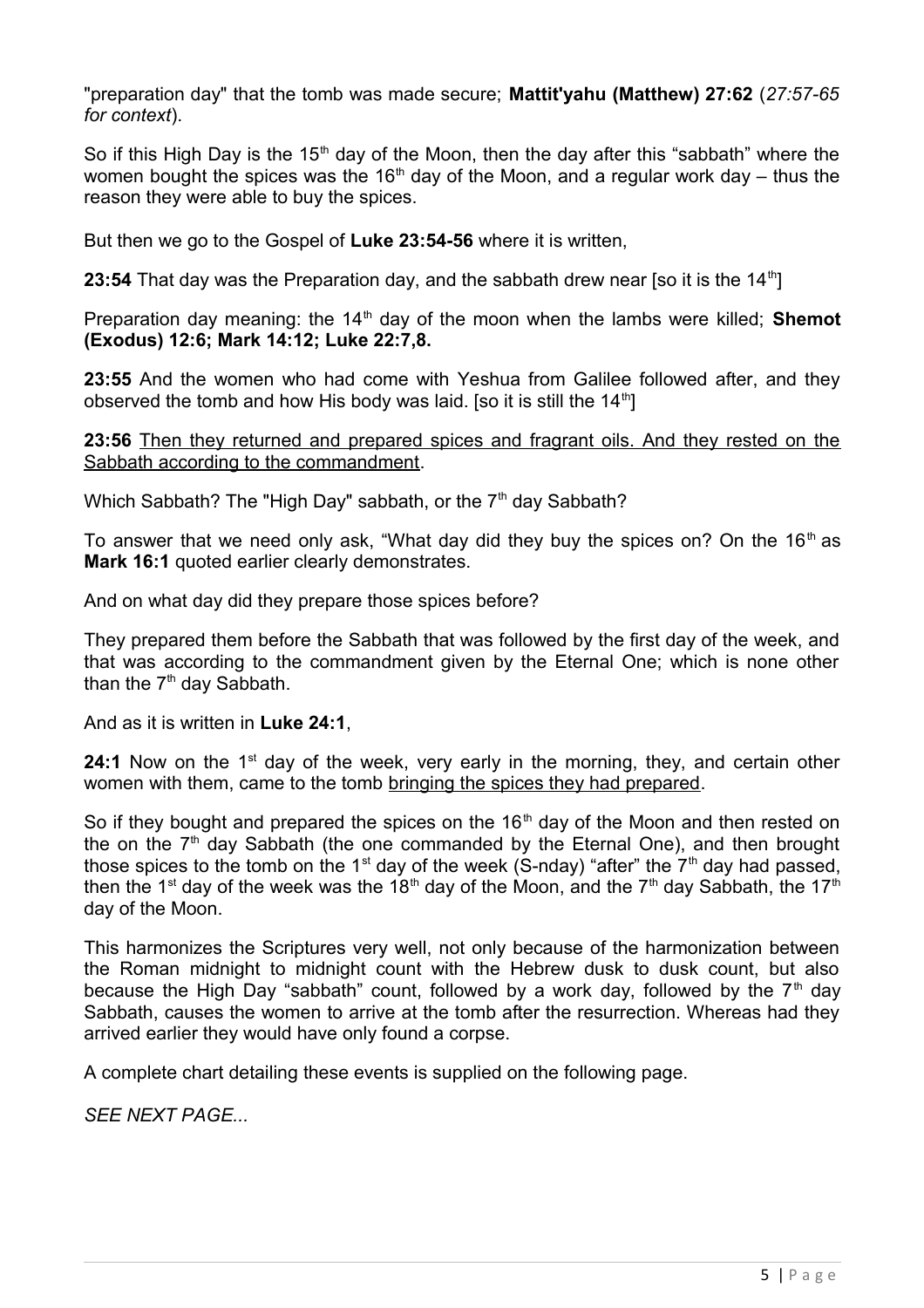"preparation day" that the tomb was made secure; **Mattit'yahu (Matthew) 27:62** (*27:57-65 for context*).

So if this High Day is the 15th day of the Moon, then the day after this "sabbath" where the women bought the spices was the 16th day of the Moon, and a regular work day – thus the reason they were able to buy the spices.

But then we go to the Gospel of **Luke 23:54-56** where it is written,

**23:54** That day was the Preparation day, and the sabbath drew near [so it is the 14th]

Preparation day meaning: the 14th day of the moon when the lambs were killed; **Shemot (Exodus) 12:6; Mark 14:12; Luke 22:7,8.**

**23:55** And the women who had come with Yeshua from Galilee followed after, and they observed the tomb and how His body was laid. [so it is still the 14th]

**23:56** <u>Then they returned and prepared spices and fragrant oils. And they rested on the Sabbath according to the commandment</u>.

Which Sabbath? The "High Day" sabbath, or the 7th day Sabbath?

To answer that we need only ask, "What day did they buy the spices on? On the 16th as **Mark 16:1** quoted earlier clearly demonstrates.

And on what day did they prepare those spices before?

They prepared them before the Sabbath that was followed by the first day of the week, and that was according to the commandment given by the Eternal One; which is none other than the 7th day Sabbath.

And as it is written in **Luke 24:1**,

**24:1** Now on the 1st day of the week, very early in the morning, they, and certain other women with them, came to the tomb <u>bringing the spices they had prepared</u>.

So if they bought and prepared the spices on the 16th day of the Moon and then rested on the on the 7th day Sabbath (the one commanded by the Eternal One), and then brought those spices to the tomb on the 1st day of the week (S-nday) "after" the 7th day had passed, then the 1st day of the week was the 18th day of the Moon, and the 7th day Sabbath, the 17th day of the Moon.

This harmonizes the Scriptures very well, not only because of the harmonization between the Roman midnight to midnight count with the Hebrew dusk to dusk count, but also because the High Day "sabbath" count, followed by a work day, followed by the 7th day Sabbath, causes the women to arrive at the tomb after the resurrection. Whereas had they arrived earlier they would have only found a corpse.

A complete chart detailing these events is supplied on the following page.

*SEE NEXT PAGE...*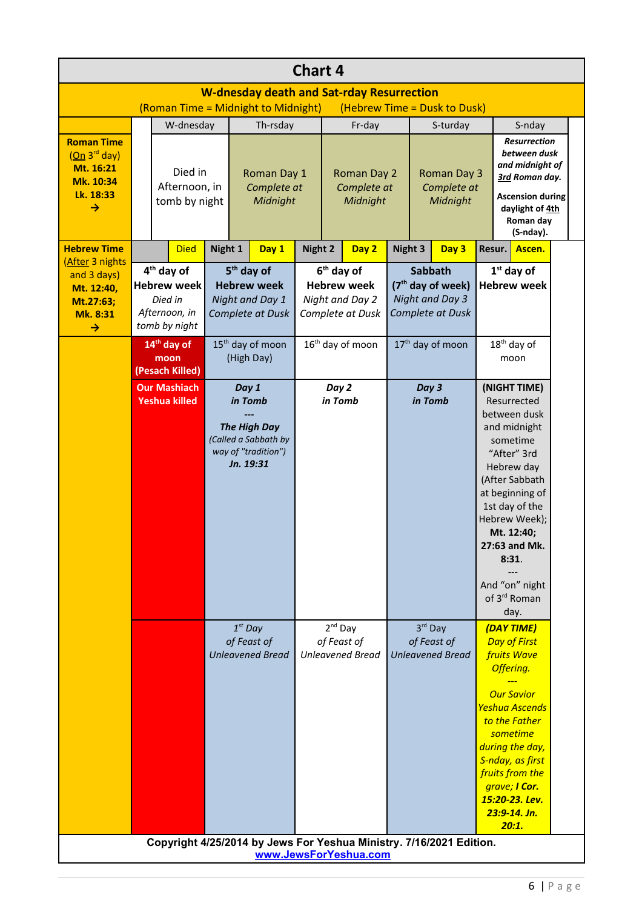# Chart 4

## W-dnesday death and Sat-rday Resurrection

(Roman Time = Midnight to Midnight) (Hebrew Time = Dusk to Dusk)

| | W-dnesday | Th-rsday | Fr-day | S-turday | S-nday |
|---|---|---|---|---|---|
| **Roman Time** (On 3rd day) **Mt. 16:21 Mk. 10:34 Lk. 18:33** → | Died in Afternoon, in tomb by night | Roman Day 1 *Complete at Midnight* | Roman Day 2 *Complete at Midnight* | Roman Day 3 *Complete at Midnight* | ***Resurrection between dusk and midnight of 3rd Roman day.*** **Ascension during daylight of 4th Roman day (S-nday).** |
| **Hebrew Time** (After 3 nights and 3 days) **Mt. 12:40, Mt.27:63; Mk. 8:31** → | Died | **Night 1** / **Day 1** | **Night 2** / **Day 2** | **Night 3** / **Day 3** | **Resur.** / **Ascen.** |
| | **4th day of Hebrew week** *Died in Afternoon, in tomb by night* | **5th day of Hebrew week** *Night and Day 1 Complete at Dusk* | **6th day of Hebrew week** *Night and Day 2 Complete at Dusk* | **Sabbath (7th day of week)** *Night and Day 3 Complete at Dusk* | **1st day of Hebrew week** |
| | **14th day of moon (Pesach Killed)** | 15th day of moon (High Day) | 16th day of moon | 17th day of moon | 18th day of moon |
| | **Our Mashiach Yeshua killed** | ***Day 1 in Tomb*** --- ***The High Day*** *(Called a Sabbath by way of "tradition")* ***Jn. 19:31*** | ***Day 2 in Tomb*** | ***Day 3 in Tomb*** | **(NIGHT TIME)** Resurrected between dusk and midnight sometime "After" 3rd Hebrew day (After Sabbath at beginning of 1st day of the Hebrew Week); **Mt. 12:40; 27:63 and Mk. 8:31**. --- And "on" night of 3rd Roman day. |
| | | *1st Day of Feast of Unleavened Bread* | 2nd Day *of Feast of Unleavened Bread* | 3rd Day *of Feast of Unleavened Bread* | ***(DAY TIME)*** *Day of First fruits Wave Offering.* --- *Our Savior Yeshua Ascends to the Father sometime during the day, S-nday, as first fruits from the grave;* ***I Cor. 15:20-23. Lev. 23:9-14. Jn. 20:1.*** |

**Copyright 4/25/2014 by Jews For Yeshua Ministry. 7/16/2021 Edition.**
**www.JewsForYeshua.com**